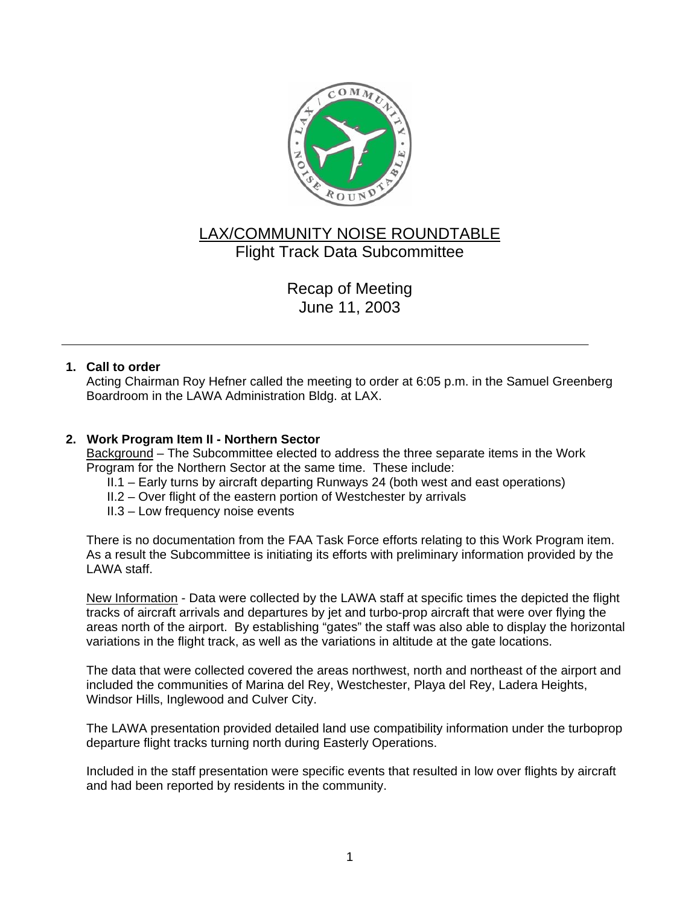# LAX/COMMUNITY NOISE ROUNDTABLE

## Flight Track Data Subcommittee

### Recap of Meeting
### June 11, 2003

---

**1. Call to order**

Acting Chairman Roy Hefner called the meeting to order at 6:05 p.m. in the Samuel Greenberg Boardroom in the LAWA Administration Bldg. at LAX.

**2. Work Program Item II - Northern Sector**

Background – The Subcommittee elected to address the three separate items in the Work Program for the Northern Sector at the same time. These include:

- II.1 – Early turns by aircraft departing Runways 24 (both west and east operations)
- II.2 – Over flight of the eastern portion of Westchester by arrivals
- II.3 – Low frequency noise events

There is no documentation from the FAA Task Force efforts relating to this Work Program item. As a result the Subcommittee is initiating its efforts with preliminary information provided by the LAWA staff.

New Information - Data were collected by the LAWA staff at specific times the depicted the flight tracks of aircraft arrivals and departures by jet and turbo-prop aircraft that were over flying the areas north of the airport. By establishing "gates" the staff was also able to display the horizontal variations in the flight track, as well as the variations in altitude at the gate locations.

The data that were collected covered the areas northwest, north and northeast of the airport and included the communities of Marina del Rey, Westchester, Playa del Rey, Ladera Heights, Windsor Hills, Inglewood and Culver City.

The LAWA presentation provided detailed land use compatibility information under the turboprop departure flight tracks turning north during Easterly Operations.

Included in the staff presentation were specific events that resulted in low over flights by aircraft and had been reported by residents in the community.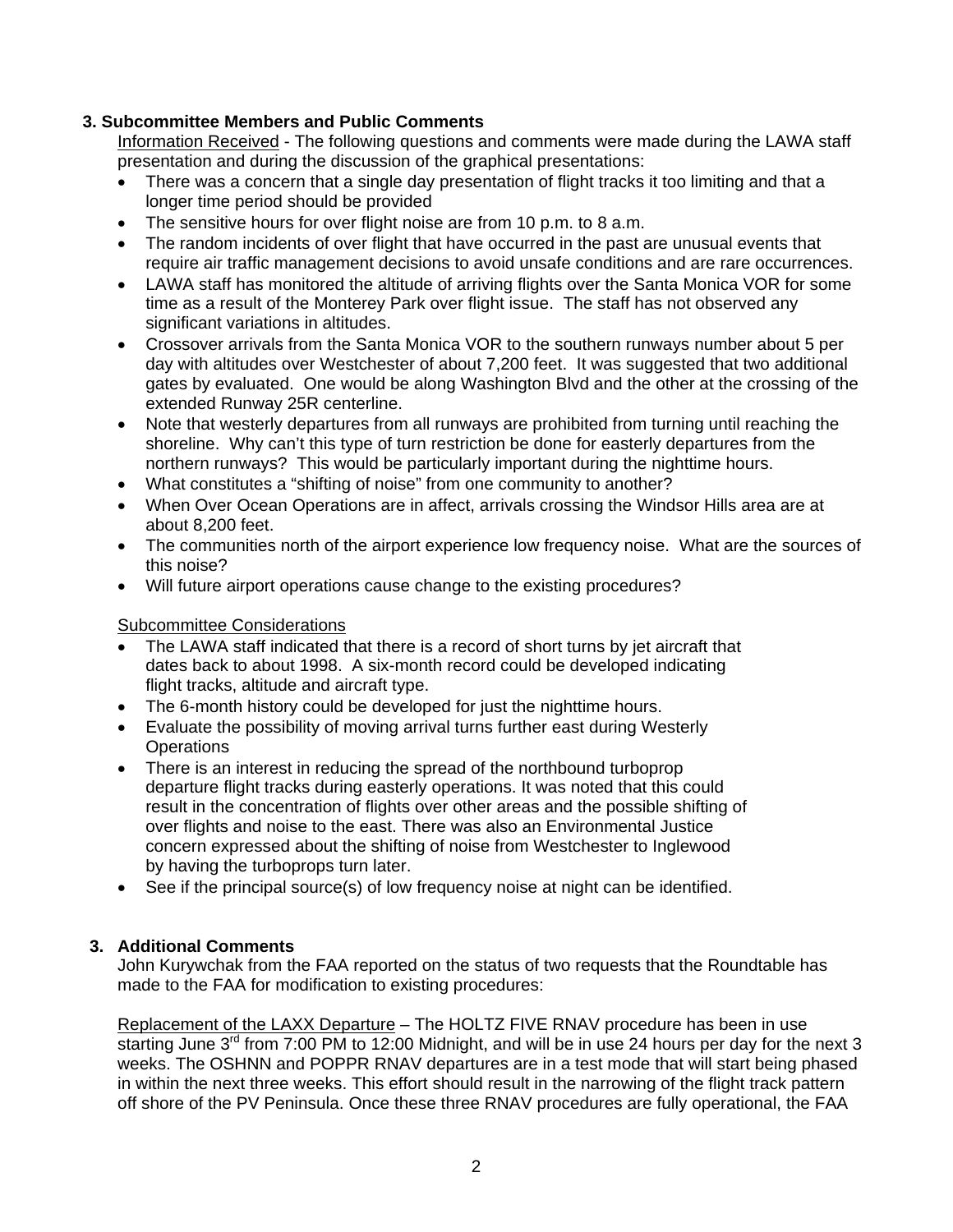### 3. Subcommittee Members and Public Comments

Information Received - The following questions and comments were made during the LAWA staff presentation and during the discussion of the graphical presentations:

- There was a concern that a single day presentation of flight tracks it too limiting and that a longer time period should be provided
- The sensitive hours for over flight noise are from 10 p.m. to 8 a.m.
- The random incidents of over flight that have occurred in the past are unusual events that require air traffic management decisions to avoid unsafe conditions and are rare occurrences.
- LAWA staff has monitored the altitude of arriving flights over the Santa Monica VOR for some time as a result of the Monterey Park over flight issue. The staff has not observed any significant variations in altitudes.
- Crossover arrivals from the Santa Monica VOR to the southern runways number about 5 per day with altitudes over Westchester of about 7,200 feet. It was suggested that two additional gates by evaluated. One would be along Washington Blvd and the other at the crossing of the extended Runway 25R centerline.
- Note that westerly departures from all runways are prohibited from turning until reaching the shoreline. Why can't this type of turn restriction be done for easterly departures from the northern runways? This would be particularly important during the nighttime hours.
- What constitutes a "shifting of noise" from one community to another?
- When Over Ocean Operations are in affect, arrivals crossing the Windsor Hills area are at about 8,200 feet.
- The communities north of the airport experience low frequency noise. What are the sources of this noise?
- Will future airport operations cause change to the existing procedures?

Subcommittee Considerations

- The LAWA staff indicated that there is a record of short turns by jet aircraft that dates back to about 1998. A six-month record could be developed indicating flight tracks, altitude and aircraft type.
- The 6-month history could be developed for just the nighttime hours.
- Evaluate the possibility of moving arrival turns further east during Westerly Operations
- There is an interest in reducing the spread of the northbound turboprop departure flight tracks during easterly operations. It was noted that this could result in the concentration of flights over other areas and the possible shifting of over flights and noise to the east. There was also an Environmental Justice concern expressed about the shifting of noise from Westchester to Inglewood by having the turboprops turn later.
- See if the principal source(s) of low frequency noise at night can be identified.

### 3. Additional Comments

John Kurywchak from the FAA reported on the status of two requests that the Roundtable has made to the FAA for modification to existing procedures:

Replacement of the LAXX Departure – The HOLTZ FIVE RNAV procedure has been in use starting June 3rd from 7:00 PM to 12:00 Midnight, and will be in use 24 hours per day for the next 3 weeks. The OSHNN and POPPR RNAV departures are in a test mode that will start being phased in within the next three weeks. This effort should result in the narrowing of the flight track pattern off shore of the PV Peninsula. Once these three RNAV procedures are fully operational, the FAA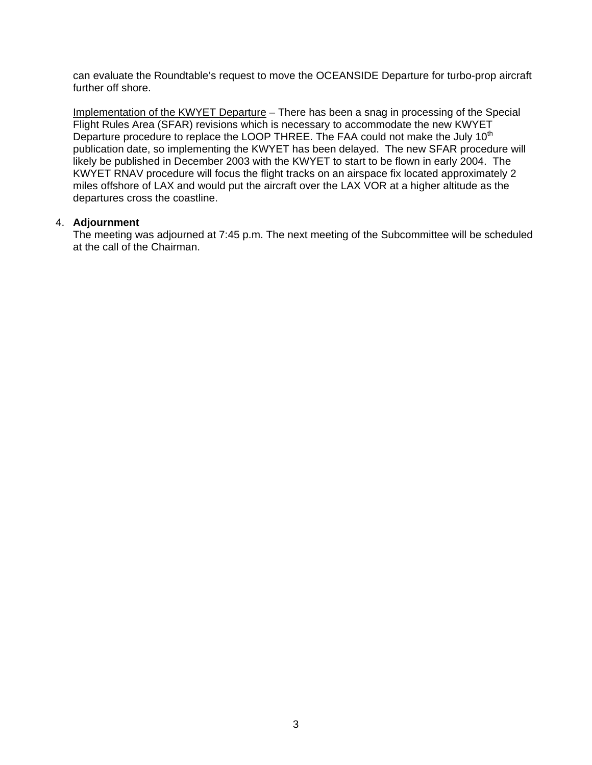can evaluate the Roundtable's request to move the OCEANSIDE Departure for turbo-prop aircraft further off shore.

Implementation of the KWYET Departure – There has been a snag in processing of the Special Flight Rules Area (SFAR) revisions which is necessary to accommodate the new KWYET Departure procedure to replace the LOOP THREE. The FAA could not make the July 10th publication date, so implementing the KWYET has been delayed. The new SFAR procedure will likely be published in December 2003 with the KWYET to start to be flown in early 2004. The KWYET RNAV procedure will focus the flight tracks on an airspace fix located approximately 2 miles offshore of LAX and would put the aircraft over the LAX VOR at a higher altitude as the departures cross the coastline.

4. **Adjournment**
   The meeting was adjourned at 7:45 p.m. The next meeting of the Subcommittee will be scheduled at the call of the Chairman.